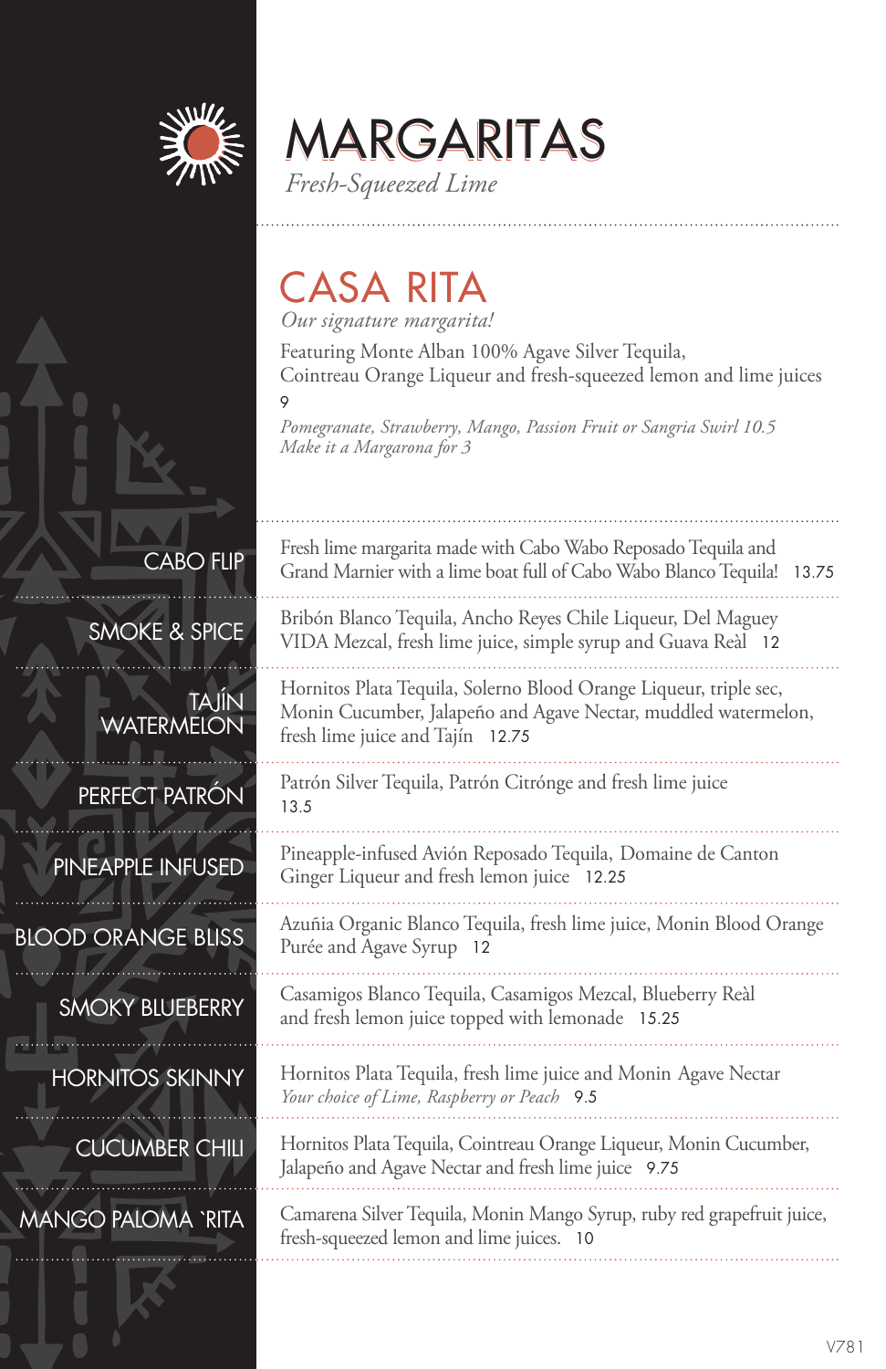# MARGARITAS

*Fresh-Squeezed Lime*

## CASA RITA

*Our signature margarita!*

Featuring Monte Alban 100% Agave Silver Tequila, Cointreau Orange Liqueur and fresh-squeezed lemon and lime juices 9

*Pomegranate, Strawberry, Mango, Passion Fruit or Sangria Swirl 10.5*
*Make it a Margarona for 3*

---

### CABO FLIP

Fresh lime margarita made with Cabo Wabo Reposado Tequila and Grand Marnier with a lime boat full of Cabo Wabo Blanco Tequila! 13.75

### SMOKE & SPICE

Bribón Blanco Tequila, Ancho Reyes Chile Liqueur, Del Maguey VIDA Mezcal, fresh lime juice, simple syrup and Guava Reàl 12

### TAJÍN WATERMELON

Hornitos Plata Tequila, Solerno Blood Orange Liqueur, triple sec, Monin Cucumber, Jalapeño and Agave Nectar, muddled watermelon, fresh lime juice and Tajín 12.75

### PERFECT PATRÓN

Patrón Silver Tequila, Patrón Citrónge and fresh lime juice 13.5

### PINEAPPLE INFUSED

Pineapple-infused Avión Reposado Tequila, Domaine de Canton Ginger Liqueur and fresh lemon juice 12.25

### BLOOD ORANGE BLISS

Azuñia Organic Blanco Tequila, fresh lime juice, Monin Blood Orange Purée and Agave Syrup 12

### SMOKY BLUEBERRY

Casamigos Blanco Tequila, Casamigos Mezcal, Blueberry Reàl and fresh lemon juice topped with lemonade 15.25

### HORNITOS SKINNY

Hornitos Plata Tequila, fresh lime juice and Monin Agave Nectar
*Your choice of Lime, Raspberry or Peach* 9.5

### CUCUMBER CHILI

Hornitos Plata Tequila, Cointreau Orange Liqueur, Monin Cucumber, Jalapeño and Agave Nectar and fresh lime juice 9.75

### MANGO PALOMA 'RITA

Camarena Silver Tequila, Monin Mango Syrup, ruby red grapefruit juice, fresh-squeezed lemon and lime juices. 10

V781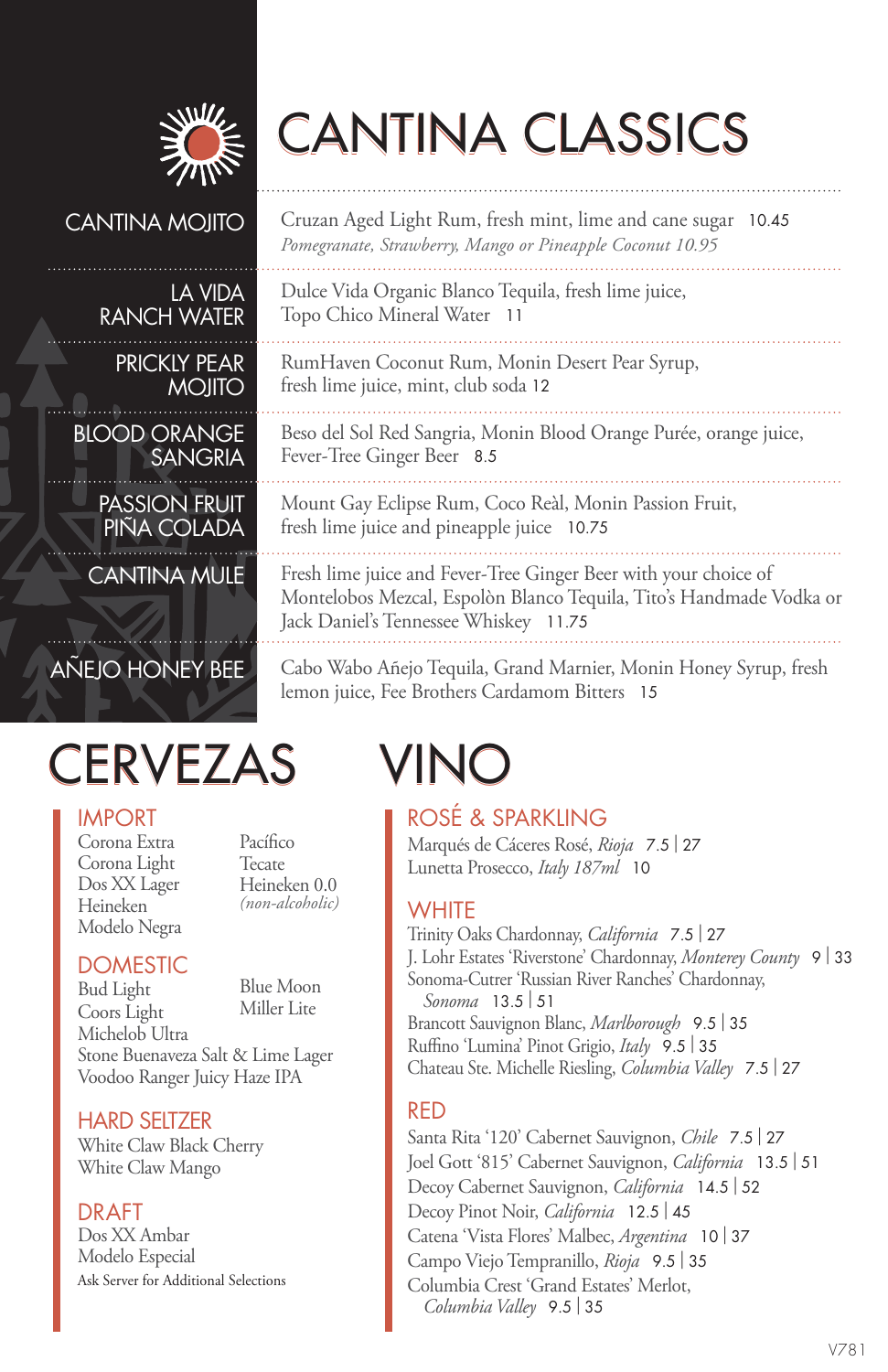# CANTINA CLASSICS

**CANTINA MOJITO**
Cruzan Aged Light Rum, fresh mint, lime and cane sugar 10.45
*Pomegranate, Strawberry, Mango or Pineapple Coconut 10.95*

**LA VIDA RANCH WATER**
Dulce Vida Organic Blanco Tequila, fresh lime juice, Topo Chico Mineral Water 11

**PRICKLY PEAR MOJITO**
RumHaven Coconut Rum, Monin Desert Pear Syrup, fresh lime juice, mint, club soda 12

**BLOOD ORANGE SANGRIA**
Beso del Sol Red Sangria, Monin Blood Orange Purée, orange juice, Fever-Tree Ginger Beer 8.5

**PASSION FRUIT PIÑA COLADA**
Mount Gay Eclipse Rum, Coco Reàl, Monin Passion Fruit, fresh lime juice and pineapple juice 10.75

**CANTINA MULE**
Fresh lime juice and Fever-Tree Ginger Beer with your choice of Montelobos Mezcal, Espolòn Blanco Tequila, Tito's Handmade Vodka or Jack Daniel's Tennessee Whiskey 11.75

**AÑEJO HONEY BEE**
Cabo Wabo Añejo Tequila, Grand Marnier, Monin Honey Syrup, fresh lemon juice, Fee Brothers Cardamom Bitters 15

# CERVEZAS

## IMPORT
Corona Extra
Corona Light
Dos XX Lager
Heineken
Modelo Negra
Pacífico
Tecate
Heineken 0.0 *(non-alcoholic)*

## DOMESTIC
Bud Light
Coors Light
Michelob Ultra
Blue Moon
Miller Lite
Stone Buenaveza Salt & Lime Lager
Voodoo Ranger Juicy Haze IPA

## HARD SELTZER
White Claw Black Cherry
White Claw Mango

## DRAFT
Dos XX Ambar
Modelo Especial

Ask Server for Additional Selections

# VINO

## ROSÉ & SPARKLING
Marqués de Cáceres Rosé, *Rioja* 7.5 | 27
Lunetta Prosecco, *Italy 187ml* 10

## WHITE
Trinity Oaks Chardonnay, *California* 7.5 | 27
J. Lohr Estates 'Riverstone' Chardonnay, *Monterey County* 9 | 33
Sonoma-Cutrer 'Russian River Ranches' Chardonnay, *Sonoma* 13.5 | 51
Brancott Sauvignon Blanc, *Marlborough* 9.5 | 35
Ruffino 'Lumina' Pinot Grigio, *Italy* 9.5 | 35
Chateau Ste. Michelle Riesling, *Columbia Valley* 7.5 | 27

## RED
Santa Rita '120' Cabernet Sauvignon, *Chile* 7.5 | 27
Joel Gott '815' Cabernet Sauvignon, *California* 13.5 | 51
Decoy Cabernet Sauvignon, *California* 14.5 | 52
Decoy Pinot Noir, *California* 12.5 | 45
Catena 'Vista Flores' Malbec, *Argentina* 10 | 37
Campo Viejo Tempranillo, *Rioja* 9.5 | 35
Columbia Crest 'Grand Estates' Merlot, *Columbia Valley* 9.5 | 35

V781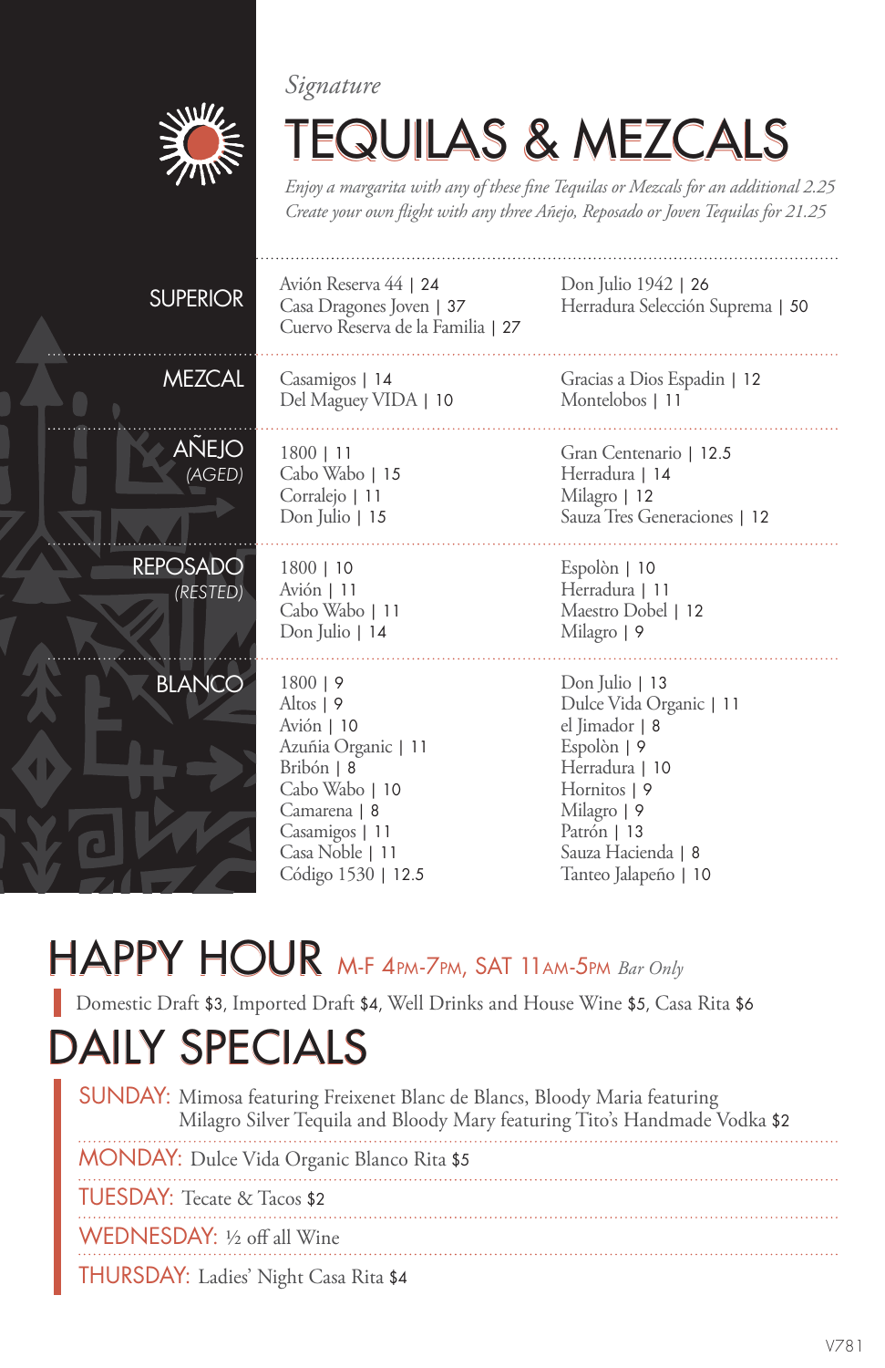*Signature*

# TEQUILAS & MEZCALS

*Enjoy a margarita with any of these fine Tequilas or Mezcals for an additional 2.25*
*Create your own flight with any three Añejo, Reposado or Joven Tequilas for 21.25*

## SUPERIOR

- Avión Reserva 44 | 24
- Casa Dragones Joven | 37
- Cuervo Reserva de la Familia | 27
- Don Julio 1942 | 26
- Herradura Selección Suprema | 50

## MEZCAL

- Casamigos | 14
- Del Maguey VIDA | 10
- Gracias a Dios Espadin | 12
- Montelobos | 11

## AÑEJO *(AGED)*

- 1800 | 11
- Cabo Wabo | 15
- Corralejo | 11
- Don Julio | 15
- Gran Centenario | 12.5
- Herradura | 14
- Milagro | 12
- Sauza Tres Generaciones | 12

## REPOSADO *(RESTED)*

- 1800 | 10
- Avión | 11
- Cabo Wabo | 11
- Don Julio | 14
- Espolòn | 10
- Herradura | 11
- Maestro Dobel | 12
- Milagro | 9

## BLANCO

- 1800 | 9
- Altos | 9
- Avión | 10
- Azuñia Organic | 11
- Bribón | 8
- Cabo Wabo | 10
- Camarena | 8
- Casamigos | 11
- Casa Noble | 11
- Código 1530 | 12.5
- Don Julio | 13
- Dulce Vida Organic | 11
- el Jimador | 8
- Espolòn | 9
- Herradura | 10
- Hornitos | 9
- Milagro | 9
- Patrón | 13
- Sauza Hacienda | 8
- Tanteo Jalapeño | 10

# HAPPY HOUR M-F 4PM-7PM, SAT 11AM-5PM *Bar Only*

Domestic Draft $3, Imported Draft $4, Well Drinks and House Wine $5, Casa Rita $6

# DAILY SPECIALS

**SUNDAY:** Mimosa featuring Freixenet Blanc de Blancs, Bloody Maria featuring Milagro Silver Tequila and Bloody Mary featuring Tito's Handmade Vodka $2

**MONDAY:** Dulce Vida Organic Blanco Rita $5

**TUESDAY:** Tecate & Tacos $2

**WEDNESDAY:** ½ off all Wine

**THURSDAY:** Ladies' Night Casa Rita $4

V781